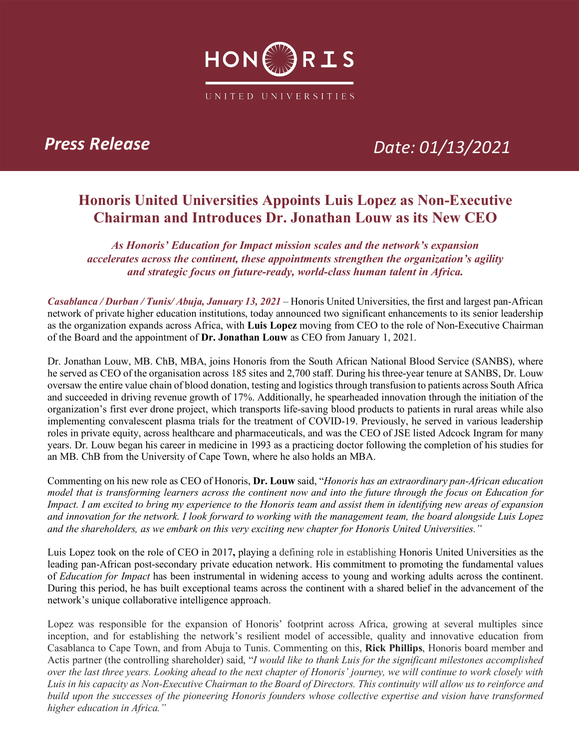HONORIS

UNITED UNIVERSITIES

***Press Release*** *Date: 01/13/2021*

# Honoris United Universities Appoints Luis Lopez as Non-Executive Chairman and Introduces Dr. Jonathan Louw as its New CEO

***As Honoris' Education for Impact mission scales and the network's expansion accelerates across the continent, these appointments strengthen the organization's agility and strategic focus on future-ready, world-class human talent in Africa.***

***Casablanca / Durban / Tunis/ Abuja, January 13, 2021*** – Honoris United Universities, the first and largest pan-African network of private higher education institutions, today announced two significant enhancements to its senior leadership as the organization expands across Africa, with **Luis Lopez** moving from CEO to the role of Non-Executive Chairman of the Board and the appointment of **Dr. Jonathan Louw** as CEO from January 1, 2021.

Dr. Jonathan Louw, MB. ChB, MBA, joins Honoris from the South African National Blood Service (SANBS), where he served as CEO of the organisation across 185 sites and 2,700 staff. During his three-year tenure at SANBS, Dr. Louw oversaw the entire value chain of blood donation, testing and logistics through transfusion to patients across South Africa and succeeded in driving revenue growth of 17%. Additionally, he spearheaded innovation through the initiation of the organization's first ever drone project, which transports life-saving blood products to patients in rural areas while also implementing convalescent plasma trials for the treatment of COVID-19. Previously, he served in various leadership roles in private equity, across healthcare and pharmaceuticals, and was the CEO of JSE listed Adcock Ingram for many years. Dr. Louw began his career in medicine in 1993 as a practicing doctor following the completion of his studies for an MB. ChB from the University of Cape Town, where he also holds an MBA.

Commenting on his new role as CEO of Honoris, **Dr. Louw** said, "*Honoris has an extraordinary pan-African education model that is transforming learners across the continent now and into the future through the focus on Education for Impact. I am excited to bring my experience to the Honoris team and assist them in identifying new areas of expansion and innovation for the network. I look forward to working with the management team, the board alongside Luis Lopez and the shareholders, as we embark on this very exciting new chapter for Honoris United Universities.*"

Luis Lopez took on the role of CEO in 2017**,** playing a defining role in establishing Honoris United Universities as the leading pan-African post-secondary private education network. His commitment to promoting the fundamental values of *Education for Impact* has been instrumental in widening access to young and working adults across the continent. During this period, he has built exceptional teams across the continent with a shared belief in the advancement of the network's unique collaborative intelligence approach.

Lopez was responsible for the expansion of Honoris' footprint across Africa, growing at several multiples since inception, and for establishing the network's resilient model of accessible, quality and innovative education from Casablanca to Cape Town, and from Abuja to Tunis. Commenting on this, **Rick Phillips**, Honoris board member and Actis partner (the controlling shareholder) said, "*I would like to thank Luis for the significant milestones accomplished over the last three years. Looking ahead to the next chapter of Honoris' journey, we will continue to work closely with Luis in his capacity as Non-Executive Chairman to the Board of Directors. This continuity will allow us to reinforce and build upon the successes of the pioneering Honoris founders whose collective expertise and vision have transformed higher education in Africa.*"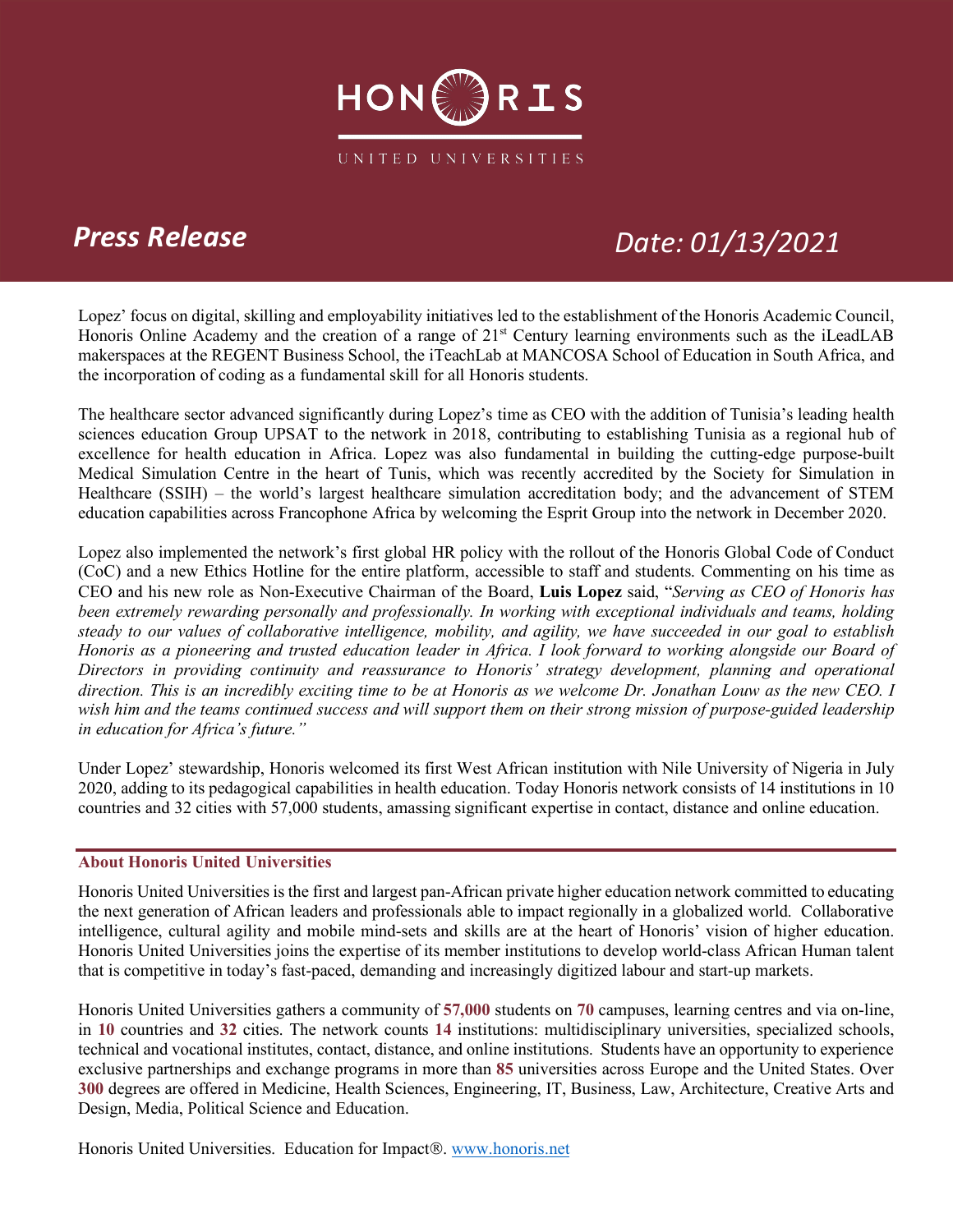Lopez' focus on digital, skilling and employability initiatives led to the establishment of the Honoris Academic Council, Honoris Online Academy and the creation of a range of 21st Century learning environments such as the iLeadLAB makerspaces at the REGENT Business School, the iTeachLab at MANCOSA School of Education in South Africa, and the incorporation of coding as a fundamental skill for all Honoris students.

The healthcare sector advanced significantly during Lopez's time as CEO with the addition of Tunisia's leading health sciences education Group UPSAT to the network in 2018, contributing to establishing Tunisia as a regional hub of excellence for health education in Africa. Lopez was also fundamental in building the cutting-edge purpose-built Medical Simulation Centre in the heart of Tunis, which was recently accredited by the Society for Simulation in Healthcare (SSIH) – the world's largest healthcare simulation accreditation body; and the advancement of STEM education capabilities across Francophone Africa by welcoming the Esprit Group into the network in December 2020.

Lopez also implemented the network's first global HR policy with the rollout of the Honoris Global Code of Conduct (CoC) and a new Ethics Hotline for the entire platform, accessible to staff and students. Commenting on his time as CEO and his new role as Non-Executive Chairman of the Board, **Luis Lopez** said, "*Serving as CEO of Honoris has been extremely rewarding personally and professionally. In working with exceptional individuals and teams, holding steady to our values of collaborative intelligence, mobility, and agility, we have succeeded in our goal to establish Honoris as a pioneering and trusted education leader in Africa. I look forward to working alongside our Board of Directors in providing continuity and reassurance to Honoris' strategy development, planning and operational direction. This is an incredibly exciting time to be at Honoris as we welcome Dr. Jonathan Louw as the new CEO. I wish him and the teams continued success and will support them on their strong mission of purpose-guided leadership in education for Africa's future.*"

Under Lopez' stewardship, Honoris welcomed its first West African institution with Nile University of Nigeria in July 2020, adding to its pedagogical capabilities in health education. Today Honoris network consists of 14 institutions in 10 countries and 32 cities with 57,000 students, amassing significant expertise in contact, distance and online education.

---

**About Honoris United Universities**

Honoris United Universities is the first and largest pan-African private higher education network committed to educating the next generation of African leaders and professionals able to impact regionally in a globalized world. Collaborative intelligence, cultural agility and mobile mind-sets and skills are at the heart of Honoris' vision of higher education. Honoris United Universities joins the expertise of its member institutions to develop world-class African Human talent that is competitive in today's fast-paced, demanding and increasingly digitized labour and start-up markets.

Honoris United Universities gathers a community of **57,000** students on **70** campuses, learning centres and via on-line, in **10** countries and **32** cities. The network counts **14** institutions: multidisciplinary universities, specialized schools, technical and vocational institutes, contact, distance, and online institutions. Students have an opportunity to experience exclusive partnerships and exchange programs in more than **85** universities across Europe and the United States. Over **300** degrees are offered in Medicine, Health Sciences, Engineering, IT, Business, Law, Architecture, Creative Arts and Design, Media, Political Science and Education.

Honoris United Universities. Education for Impact®. [www.honoris.net](http://www.honoris.net)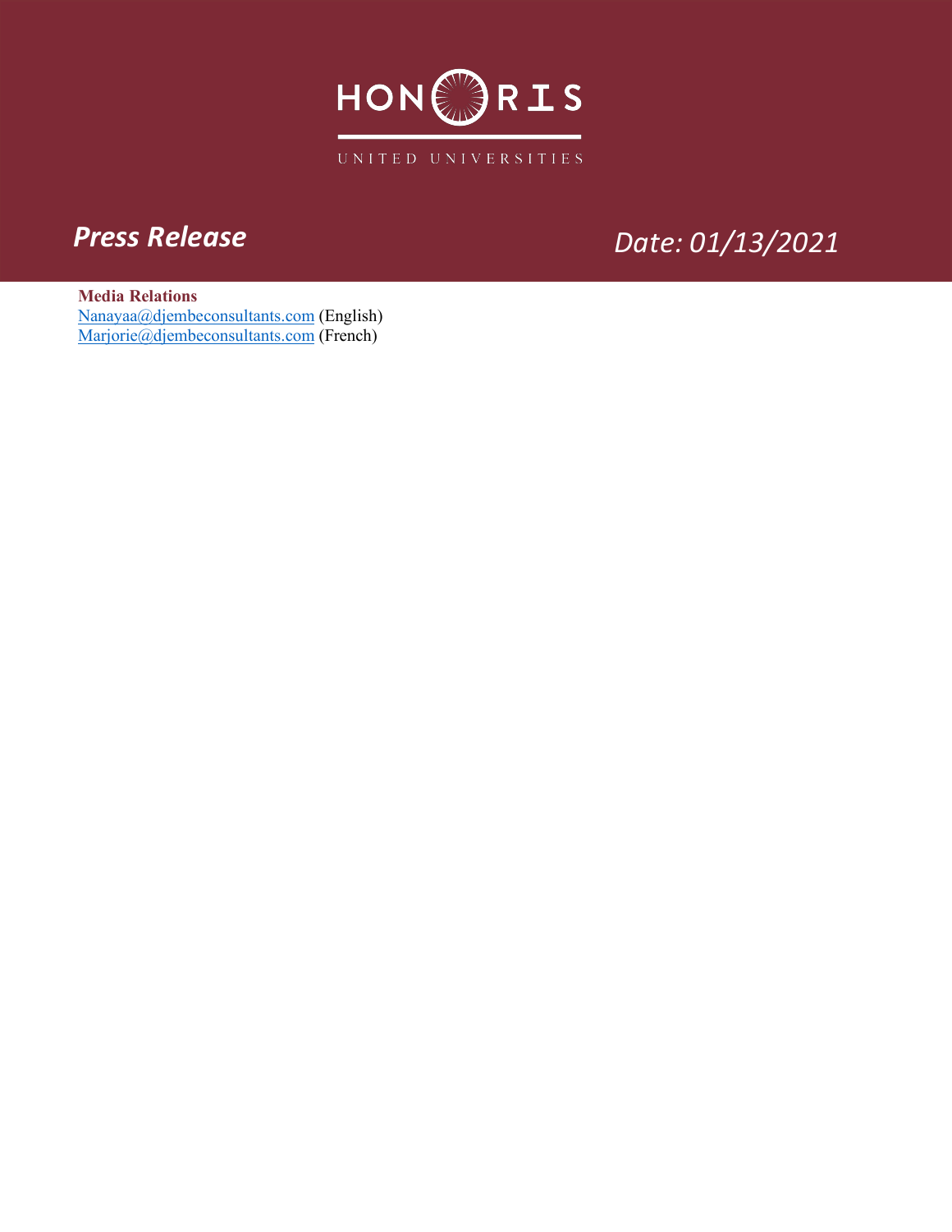HONORIS

UNITED UNIVERSITIES

***Press Release*** *Date: 01/13/2021*

**Media Relations**

Nanayaa@djembeconsultants.com (English)

Marjorie@djembeconsultants.com (French)